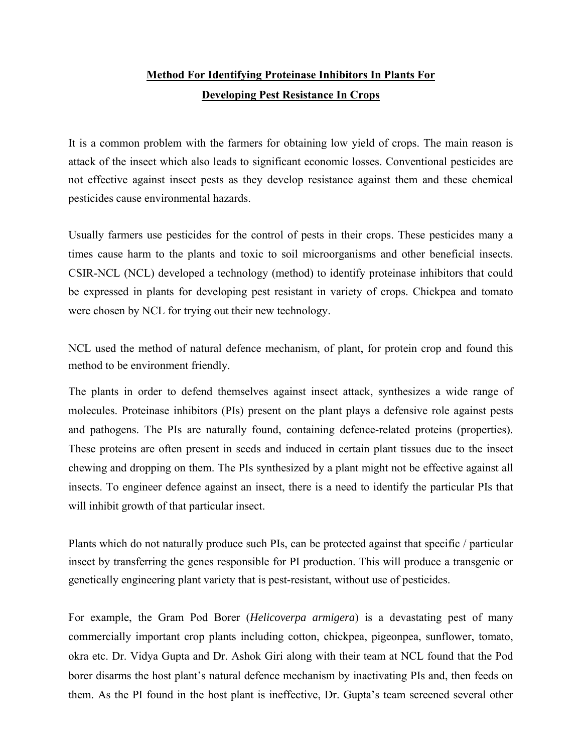# Method For Identifying Proteinase Inhibitors In Plants For Developing Pest Resistance In Crops

It is a common problem with the farmers for obtaining low yield of crops. The main reason is attack of the insect which also leads to significant economic losses. Conventional pesticides are not effective against insect pests as they develop resistance against them and these chemical pesticides cause environmental hazards.

Usually farmers use pesticides for the control of pests in their crops. These pesticides many a times cause harm to the plants and toxic to soil microorganisms and other beneficial insects. CSIR-NCL (NCL) developed a technology (method) to identify proteinase inhibitors that could be expressed in plants for developing pest resistant in variety of crops. Chickpea and tomato were chosen by NCL for trying out their new technology.

NCL used the method of natural defence mechanism, of plant, for protein crop and found this method to be environment friendly.

The plants in order to defend themselves against insect attack, synthesizes a wide range of molecules. Proteinase inhibitors (PIs) present on the plant plays a defensive role against pests and pathogens. The PIs are naturally found, containing defence-related proteins (properties). These proteins are often present in seeds and induced in certain plant tissues due to the insect chewing and dropping on them. The PIs synthesized by a plant might not be effective against all insects. To engineer defence against an insect, there is a need to identify the particular PIs that will inhibit growth of that particular insect.

Plants which do not naturally produce such PIs, can be protected against that specific / particular insect by transferring the genes responsible for PI production. This will produce a transgenic or genetically engineering plant variety that is pest-resistant, without use of pesticides.

For example, the Gram Pod Borer (*Helicoverpa armigera*) is a devastating pest of many commercially important crop plants including cotton, chickpea, pigeonpea, sunflower, tomato, okra etc. Dr. Vidya Gupta and Dr. Ashok Giri along with their team at NCL found that the Pod borer disarms the host plant's natural defence mechanism by inactivating PIs and, then feeds on them. As the PI found in the host plant is ineffective, Dr. Gupta's team screened several other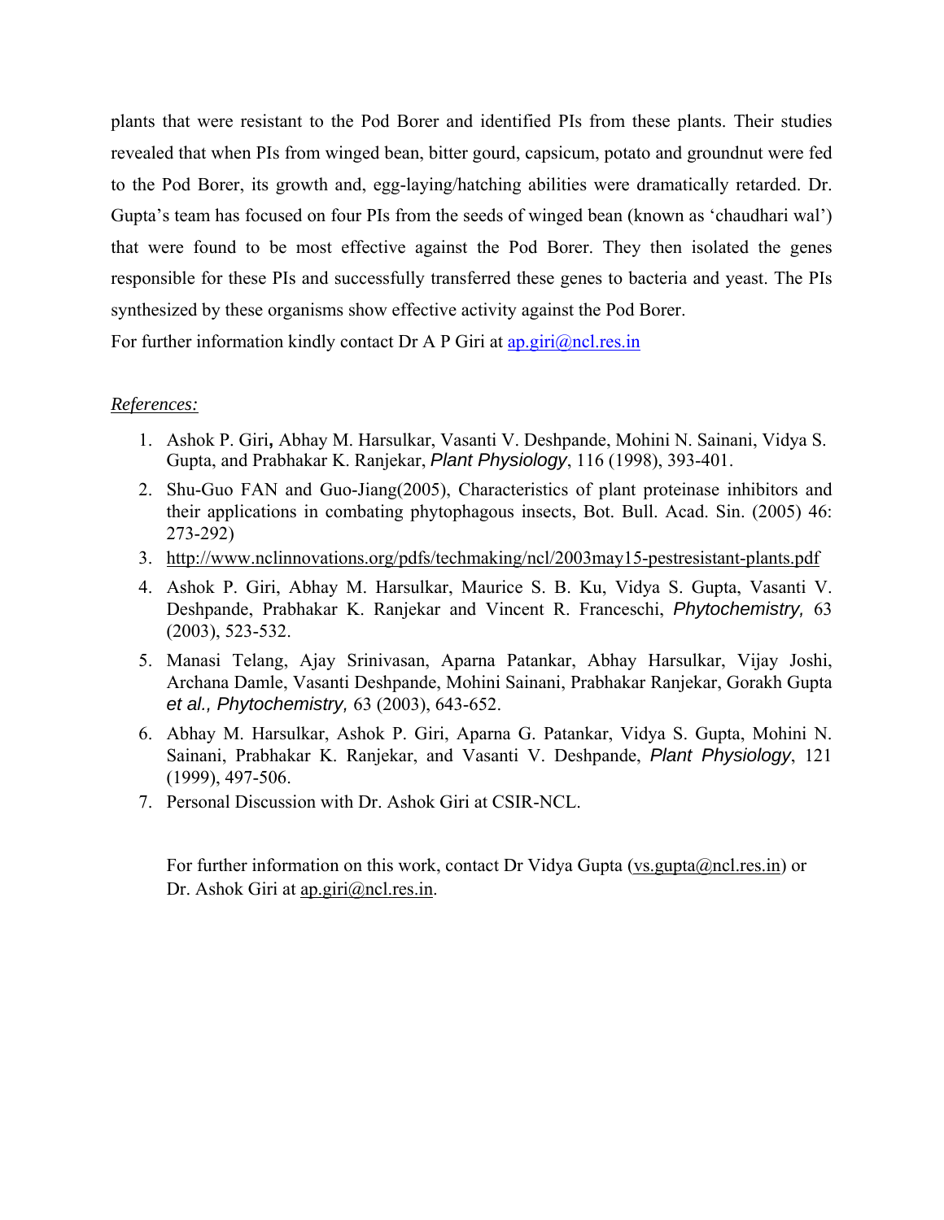plants that were resistant to the Pod Borer and identified PIs from these plants. Their studies revealed that when PIs from winged bean, bitter gourd, capsicum, potato and groundnut were fed to the Pod Borer, its growth and, egg-laying/hatching abilities were dramatically retarded. Dr. Gupta's team has focused on four PIs from the seeds of winged bean (known as 'chaudhari wal') that were found to be most effective against the Pod Borer. They then isolated the genes responsible for these PIs and successfully transferred these genes to bacteria and yeast. The PIs synthesized by these organisms show effective activity against the Pod Borer.

For further information kindly contact Dr A P Giri at ap.giri@ncl.res.in

*References:*

1. Ashok P. Giri**,** Abhay M. Harsulkar, Vasanti V. Deshpande, Mohini N. Sainani, Vidya S. Gupta, and Prabhakar K. Ranjekar, *Plant Physiology*, 116 (1998), 393-401.
2. Shu-Guo FAN and Guo-Jiang(2005), Characteristics of plant proteinase inhibitors and their applications in combating phytophagous insects, Bot. Bull. Acad. Sin. (2005) 46: 273-292)
3. http://www.nclinnovations.org/pdfs/techmaking/ncl/2003may15-pestresistant-plants.pdf
4. Ashok P. Giri, Abhay M. Harsulkar, Maurice S. B. Ku, Vidya S. Gupta, Vasanti V. Deshpande, Prabhakar K. Ranjekar and Vincent R. Franceschi, *Phytochemistry,* 63 (2003), 523-532.
5. Manasi Telang, Ajay Srinivasan, Aparna Patankar, Abhay Harsulkar, Vijay Joshi, Archana Damle, Vasanti Deshpande, Mohini Sainani, Prabhakar Ranjekar, Gorakh Gupta *et al., Phytochemistry,* 63 (2003), 643-652.
6. Abhay M. Harsulkar, Ashok P. Giri, Aparna G. Patankar, Vidya S. Gupta, Mohini N. Sainani, Prabhakar K. Ranjekar, and Vasanti V. Deshpande, *Plant Physiology*, 121 (1999), 497-506.
7. Personal Discussion with Dr. Ashok Giri at CSIR-NCL.

For further information on this work, contact Dr Vidya Gupta (vs.gupta@ncl.res.in) or Dr. Ashok Giri at ap.giri@ncl.res.in.